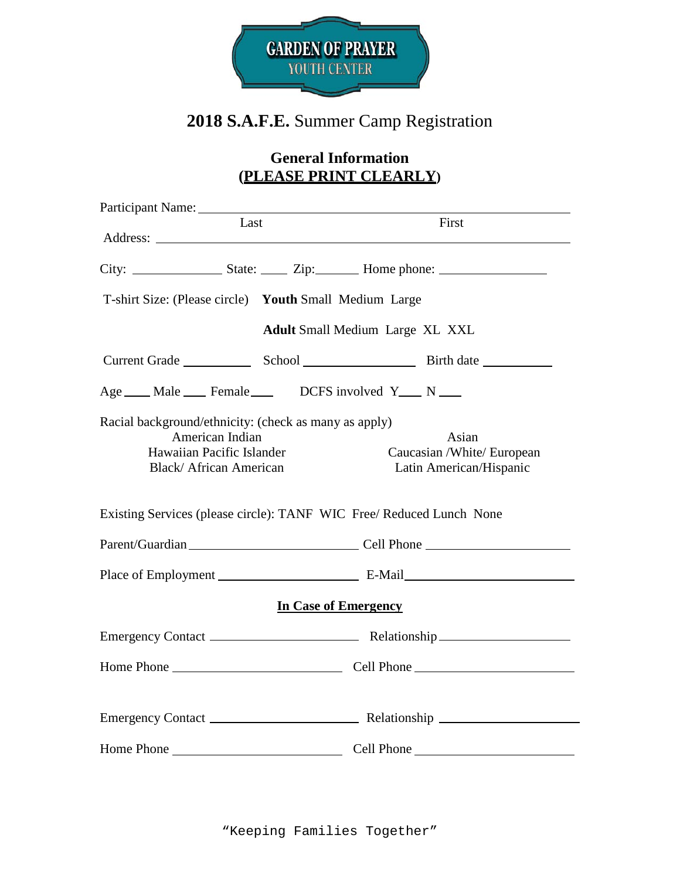GARDEN OF PRAYER
YOUTH CENTER

# **2018 S.A.F.E.** Summer Camp Registration

## General Information
## (PLEASE PRINT CLEARLY)

Participant Name: ______________________________________________
Last                                                                                    First

Address: ______________________________________________

City: ______________ State: ____ Zip: _______ Home phone: ________________

T-shirt Size: (Please circle) **Youth** Small Medium Large

**Adult** Small Medium Large XL XXL

Current Grade __________ School ________________ Birth date __________

Age ____ Male ____ Female ____ DCFS involved Y____ N ____

Racial background/ethnicity: (check as many as apply)

American Indian
Asian
Hawaiian Pacific Islander
Caucasian /White/ European
Black/ African American
Latin American/Hispanic

Existing Services (please circle): TANF WIC Free/ Reduced Lunch None

Parent/Guardian __________________________ Cell Phone ____________________

Place of Employment ______________________ E-Mail __________________________

**In Case of Emergency**

Emergency Contact ______________________ Relationship ___________________

Home Phone ___________________________ Cell Phone _____________________

Emergency Contact ______________________ Relationship ___________________

Home Phone ___________________________ Cell Phone _____________________

"Keeping Families Together"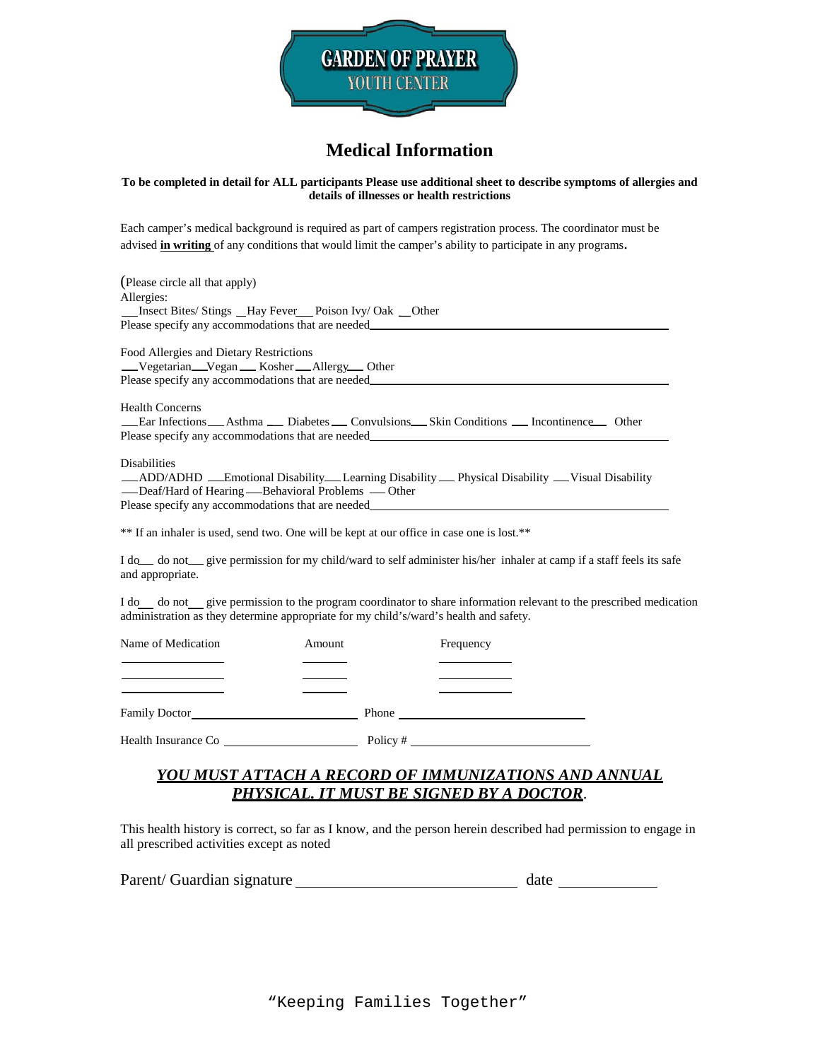GARDEN OF PRAYER
YOUTH CENTER

# Medical Information

**To be completed in detail for ALL participants Please use additional sheet to describe symptoms of allergies and details of illnesses or health restrictions**

Each camper's medical background is required as part of campers registration process. The coordinator must be advised **in writing** of any conditions that would limit the camper's ability to participate in any programs**.**

(Please circle all that apply)
Allergies:
___Insect Bites/ Stings __Hay Fever___ Poison Ivy/ Oak __Other
Please specify any accommodations that are needed_______________________________________________

Food Allergies and Dietary Restrictions
___Vegetarian___Vegan___ Kosher___Allergy___ Other
Please specify any accommodations that are needed_______________________________________________

Health Concerns
___Ear Infections___ Asthma ___ Diabetes___ Convulsions___ Skin Conditions ___ Incontinence___ Other
Please specify any accommodations that are needed_______________________________________________

Disabilities
___ADD/ADHD ___Emotional Disability___ Learning Disability ___ Physical Disability ___Visual Disability
___Deaf/Hard of Hearing ___Behavioral Problems ___ Other
Please specify any accommodations that are needed_______________________________________________

** If an inhaler is used, send two. One will be kept at our office in case one is lost.**

I do___ do not___ give permission for my child/ward to self administer his/her inhaler at camp if a staff feels its safe and appropriate.

I do___ do not___ give permission to the program coordinator to share information relevant to the prescribed medication administration as they determine appropriate for my child's/ward's health and safety.

| Name of Medication | Amount | Frequency |
|---|---|---|
| ____________ | ______ | ________ |
| ____________ | ______ | ________ |
| ____________ | ______ | ________ |

Family Doctor____________________________ Phone ______________________________

Health Insurance Co ______________________ Policy # ____________________________

## ***YOU MUST ATTACH A RECORD OF IMMUNIZATIONS AND ANNUAL PHYSICAL. IT MUST BE SIGNED BY A DOCTOR***.

This health history is correct, so far as I know, and the person herein described had permission to engage in all prescribed activities except as noted

Parent/ Guardian signature ______________________________ date ______________

"Keeping Families Together"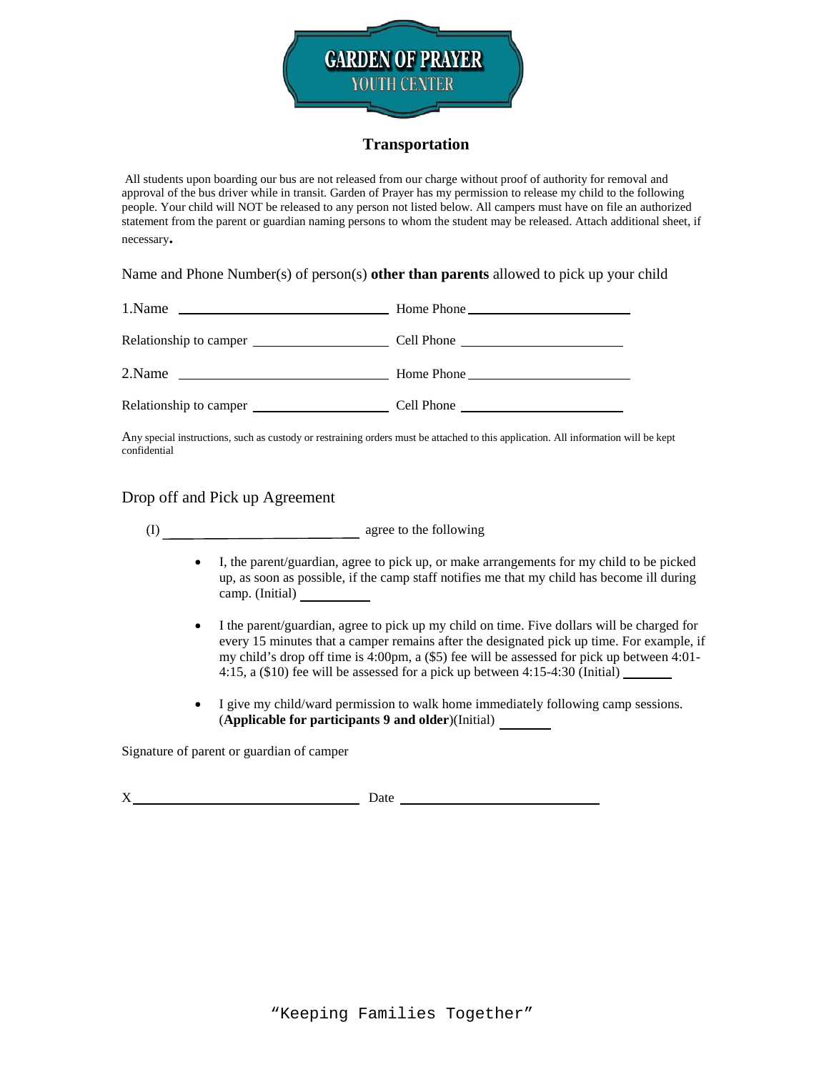GARDEN OF PRAYER
YOUTH CENTER

## Transportation

All students upon boarding our bus are not released from our charge without proof of authority for removal and approval of the bus driver while in transit. Garden of Prayer has my permission to release my child to the following people. Your child will NOT be released to any person not listed below. All campers must have on file an authorized statement from the parent or guardian naming persons to whom the student may be released. Attach additional sheet, if necessary.

Name and Phone Number(s) of person(s) **other than parents** allowed to pick up your child

1.Name ______________________________ Home Phone ________________________

Relationship to camper ____________________ Cell Phone ________________________

2.Name ______________________________ Home Phone ________________________

Relationship to camper ____________________ Cell Phone ________________________

Any special instructions, such as custody or restraining orders must be attached to this application. All information will be kept confidential

Drop off and Pick up Agreement

(I) ____________________________ agree to the following

- I, the parent/guardian, agree to pick up, or make arrangements for my child to be picked up, as soon as possible, if the camp staff notifies me that my child has become ill during camp. (Initial) __________

- I the parent/guardian, agree to pick up my child on time. Five dollars will be charged for every 15 minutes that a camper remains after the designated pick up time. For example, if my child's drop off time is 4:00pm, a ($5) fee will be assessed for pick up between 4:01-4:15, a ($10) fee will be assessed for a pick up between 4:15-4:30 (Initial) _______

- I give my child/ward permission to walk home immediately following camp sessions. (**Applicable for participants 9 and older**)(Initial) _______

Signature of parent or guardian of camper

X________________________________ Date ____________________________

"Keeping Families Together"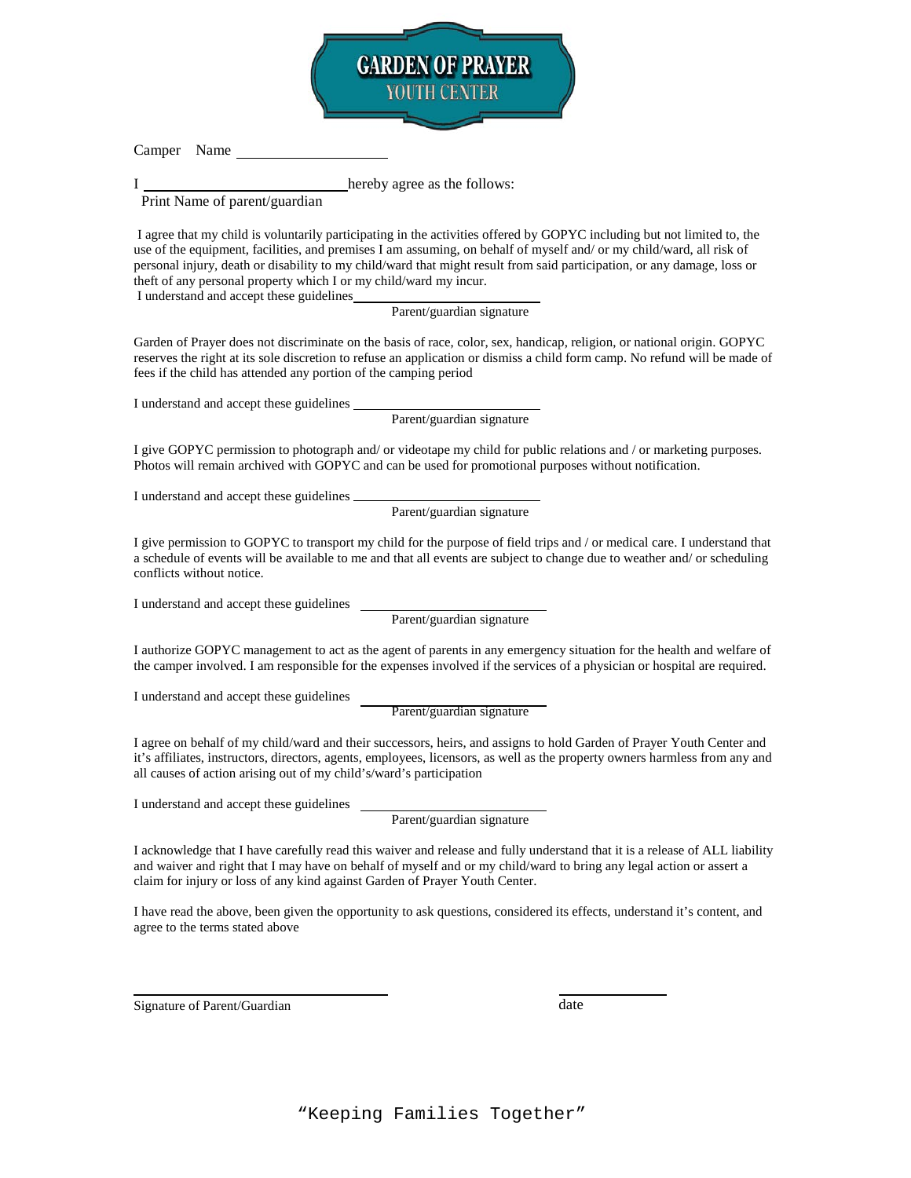# GARDEN OF PRAYER
## YOUTH CENTER

Camper Name ____________________

I ___________________________ hereby agree as the follows:
Print Name of parent/guardian

I agree that my child is voluntarily participating in the activities offered by GOPYC including but not limited to, the use of the equipment, facilities, and premises I am assuming, on behalf of myself and/ or my child/ward, all risk of personal injury, death or disability to my child/ward that might result from said participation, or any damage, loss or theft of any personal property which I or my child/ward my incur.
I understand and accept these guidelines ________________________
Parent/guardian signature

Garden of Prayer does not discriminate on the basis of race, color, sex, handicap, religion, or national origin. GOPYC reserves the right at its sole discretion to refuse an application or dismiss a child form camp. No refund will be made of fees if the child has attended any portion of the camping period

I understand and accept these guidelines ________________________
Parent/guardian signature

I give GOPYC permission to photograph and/ or videotape my child for public relations and / or marketing purposes. Photos will remain archived with GOPYC and can be used for promotional purposes without notification.

I understand and accept these guidelines ________________________
Parent/guardian signature

I give permission to GOPYC to transport my child for the purpose of field trips and / or medical care. I understand that a schedule of events will be available to me and that all events are subject to change due to weather and/ or scheduling conflicts without notice.

I understand and accept these guidelines ________________________
Parent/guardian signature

I authorize GOPYC management to act as the agent of parents in any emergency situation for the health and welfare of the camper involved. I am responsible for the expenses involved if the services of a physician or hospital are required.

I understand and accept these guidelines ________________________
Parent/guardian signature

I agree on behalf of my child/ward and their successors, heirs, and assigns to hold Garden of Prayer Youth Center and it's affiliates, instructors, directors, agents, employees, licensors, as well as the property owners harmless from any and all causes of action arising out of my child's/ward's participation

I understand and accept these guidelines ________________________
Parent/guardian signature

I acknowledge that I have carefully read this waiver and release and fully understand that it is a release of ALL liability and waiver and right that I may have on behalf of myself and or my child/ward to bring any legal action or assert a claim for injury or loss of any kind against Garden of Prayer Youth Center.

I have read the above, been given the opportunity to ask questions, considered its effects, understand it's content, and agree to the terms stated above

________________________________ ________________
Signature of Parent/Guardian date

"Keeping Families Together"